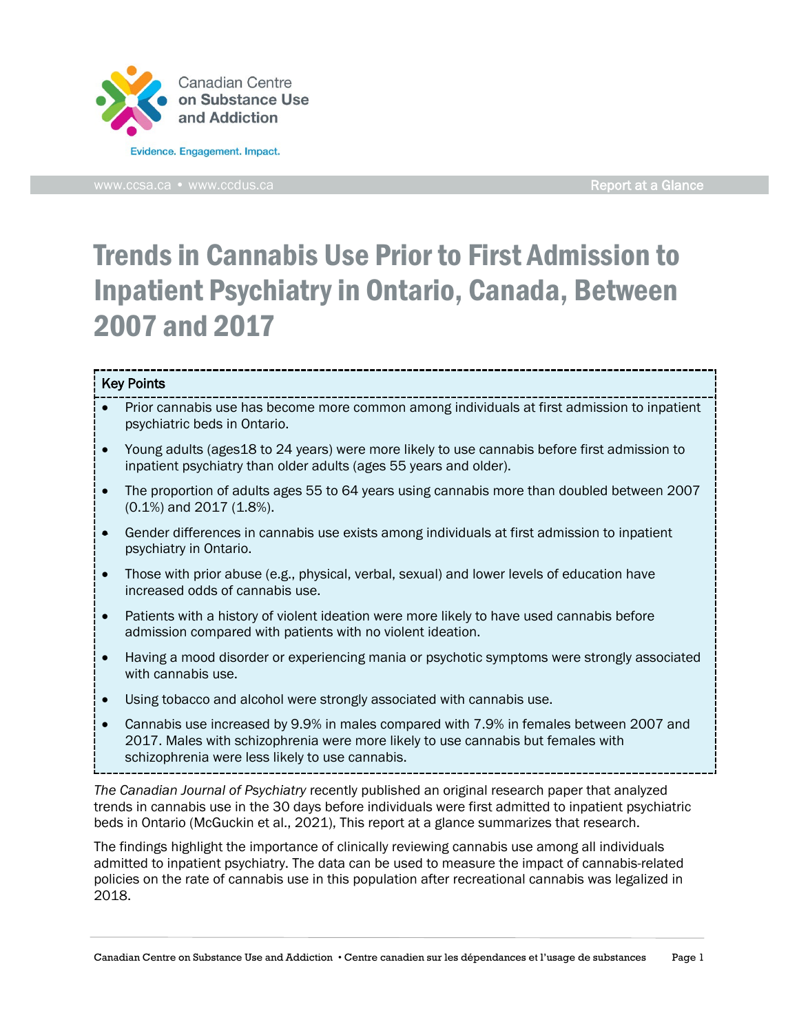Canadian Centre on Substance Use and Addiction

Evidence. Engagement. Impact.

www.ccsa.ca • www.ccdus.ca

Report at a Glance

# Trends in Cannabis Use Prior to First Admission to Inpatient Psychiatry in Ontario, Canada, Between 2007 and 2017

**Key Points**

- Prior cannabis use has become more common among individuals at first admission to inpatient psychiatric beds in Ontario.
- Young adults (ages18 to 24 years) were more likely to use cannabis before first admission to inpatient psychiatry than older adults (ages 55 years and older).
- The proportion of adults ages 55 to 64 years using cannabis more than doubled between 2007 (0.1%) and 2017 (1.8%).
- Gender differences in cannabis use exists among individuals at first admission to inpatient psychiatry in Ontario.
- Those with prior abuse (e.g., physical, verbal, sexual) and lower levels of education have increased odds of cannabis use.
- Patients with a history of violent ideation were more likely to have used cannabis before admission compared with patients with no violent ideation.
- Having a mood disorder or experiencing mania or psychotic symptoms were strongly associated with cannabis use.
- Using tobacco and alcohol were strongly associated with cannabis use.
- Cannabis use increased by 9.9% in males compared with 7.9% in females between 2007 and 2017. Males with schizophrenia were more likely to use cannabis but females with schizophrenia were less likely to use cannabis.

*The Canadian Journal of Psychiatry* recently published an original research paper that analyzed trends in cannabis use in the 30 days before individuals were first admitted to inpatient psychiatric beds in Ontario (McGuckin et al., 2021), This report at a glance summarizes that research.

The findings highlight the importance of clinically reviewing cannabis use among all individuals admitted to inpatient psychiatry. The data can be used to measure the impact of cannabis-related policies on the rate of cannabis use in this population after recreational cannabis was legalized in 2018.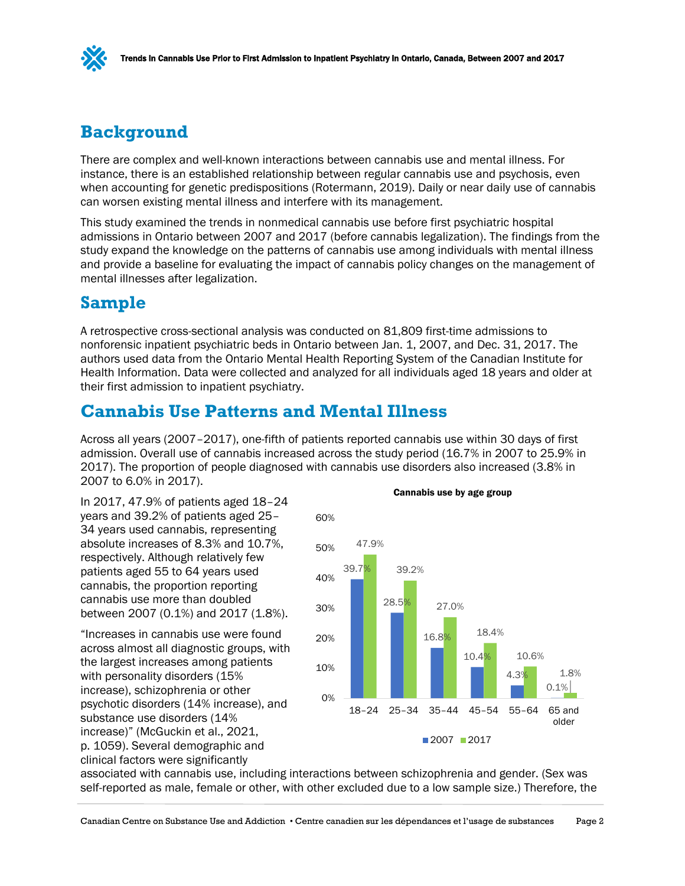## Background

There are complex and well-known interactions between cannabis use and mental illness. For instance, there is an established relationship between regular cannabis use and psychosis, even when accounting for genetic predispositions (Rotermann, 2019). Daily or near daily use of cannabis can worsen existing mental illness and interfere with its management.

This study examined the trends in nonmedical cannabis use before first psychiatric hospital admissions in Ontario between 2007 and 2017 (before cannabis legalization). The findings from the study expand the knowledge on the patterns of cannabis use among individuals with mental illness and provide a baseline for evaluating the impact of cannabis policy changes on the management of mental illnesses after legalization.

## Sample

A retrospective cross-sectional analysis was conducted on 81,809 first-time admissions to nonforensic inpatient psychiatric beds in Ontario between Jan. 1, 2007, and Dec. 31, 2017. The authors used data from the Ontario Mental Health Reporting System of the Canadian Institute for Health Information. Data were collected and analyzed for all individuals aged 18 years and older at their first admission to inpatient psychiatry.

## Cannabis Use Patterns and Mental Illness

Across all years (2007–2017), one-fifth of patients reported cannabis use within 30 days of first admission. Overall use of cannabis increased across the study period (16.7% in 2007 to 25.9% in 2017). The proportion of people diagnosed with cannabis use disorders also increased (3.8% in 2007 to 6.0% in 2017).

In 2017, 47.9% of patients aged 18–24 years and 39.2% of patients aged 25–34 years used cannabis, representing absolute increases of 8.3% and 10.7%, respectively. Although relatively few patients aged 55 to 64 years used cannabis, the proportion reporting cannabis use more than doubled between 2007 (0.1%) and 2017 (1.8%).

Cannabis use by age group

60%
50%
40%
30%
20%
10%
0%

18–24: 39.7% 47.9%
25–34: 28.5% 39.2%
35–44: 16.8% 27.0%
45–54: 10.4% 18.4%
55–64: 4.3% 10.6%
65 and older: 0.1% 1.8%

2007 2017

"Increases in cannabis use were found across almost all diagnostic groups, with the largest increases among patients with personality disorders (15% increase), schizophrenia or other psychotic disorders (14% increase), and substance use disorders (14% increase)" (McGuckin et al., 2021, p. 1059). Several demographic and clinical factors were significantly associated with cannabis use, including interactions between schizophrenia and gender. (Sex was self-reported as male, female or other, with other excluded due to a low sample size.) Therefore, the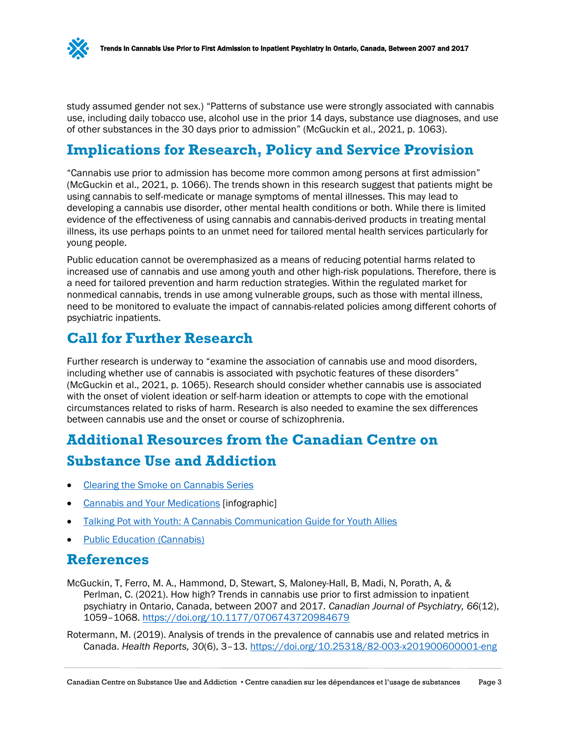study assumed gender not sex.) "Patterns of substance use were strongly associated with cannabis use, including daily tobacco use, alcohol use in the prior 14 days, substance use diagnoses, and use of other substances in the 30 days prior to admission" (McGuckin et al., 2021, p. 1063).

## Implications for Research, Policy and Service Provision

"Cannabis use prior to admission has become more common among persons at first admission" (McGuckin et al., 2021, p. 1066). The trends shown in this research suggest that patients might be using cannabis to self-medicate or manage symptoms of mental illnesses. This may lead to developing a cannabis use disorder, other mental health conditions or both. While there is limited evidence of the effectiveness of using cannabis and cannabis-derived products in treating mental illness, its use perhaps points to an unmet need for tailored mental health services particularly for young people.

Public education cannot be overemphasized as a means of reducing potential harms related to increased use of cannabis and use among youth and other high-risk populations. Therefore, there is a need for tailored prevention and harm reduction strategies. Within the regulated market for nonmedical cannabis, trends in use among vulnerable groups, such as those with mental illness, need to be monitored to evaluate the impact of cannabis-related policies among different cohorts of psychiatric inpatients.

## Call for Further Research

Further research is underway to "examine the association of cannabis use and mood disorders, including whether use of cannabis is associated with psychotic features of these disorders" (McGuckin et al., 2021, p. 1065). Research should consider whether cannabis use is associated with the onset of violent ideation or self-harm ideation or attempts to cope with the emotional circumstances related to risks of harm. Research is also needed to examine the sex differences between cannabis use and the onset or course of schizophrenia.

## Additional Resources from the Canadian Centre on Substance Use and Addiction

- Clearing the Smoke on Cannabis Series
- Cannabis and Your Medications [infographic]
- Talking Pot with Youth: A Cannabis Communication Guide for Youth Allies
- Public Education (Cannabis)

## References

McGuckin, T, Ferro, M. A., Hammond, D, Stewart, S, Maloney-Hall, B, Madi, N, Porath, A, & Perlman, C. (2021). How high? Trends in cannabis use prior to first admission to inpatient psychiatry in Ontario, Canada, between 2007 and 2017. *Canadian Journal of Psychiatry, 66*(12), 1059–1068. https://doi.org/10.1177/0706743720984679

Rotermann, M. (2019). Analysis of trends in the prevalence of cannabis use and related metrics in Canada. *Health Reports, 30*(6), 3–13. https://doi.org/10.25318/82-003-x201900600001-eng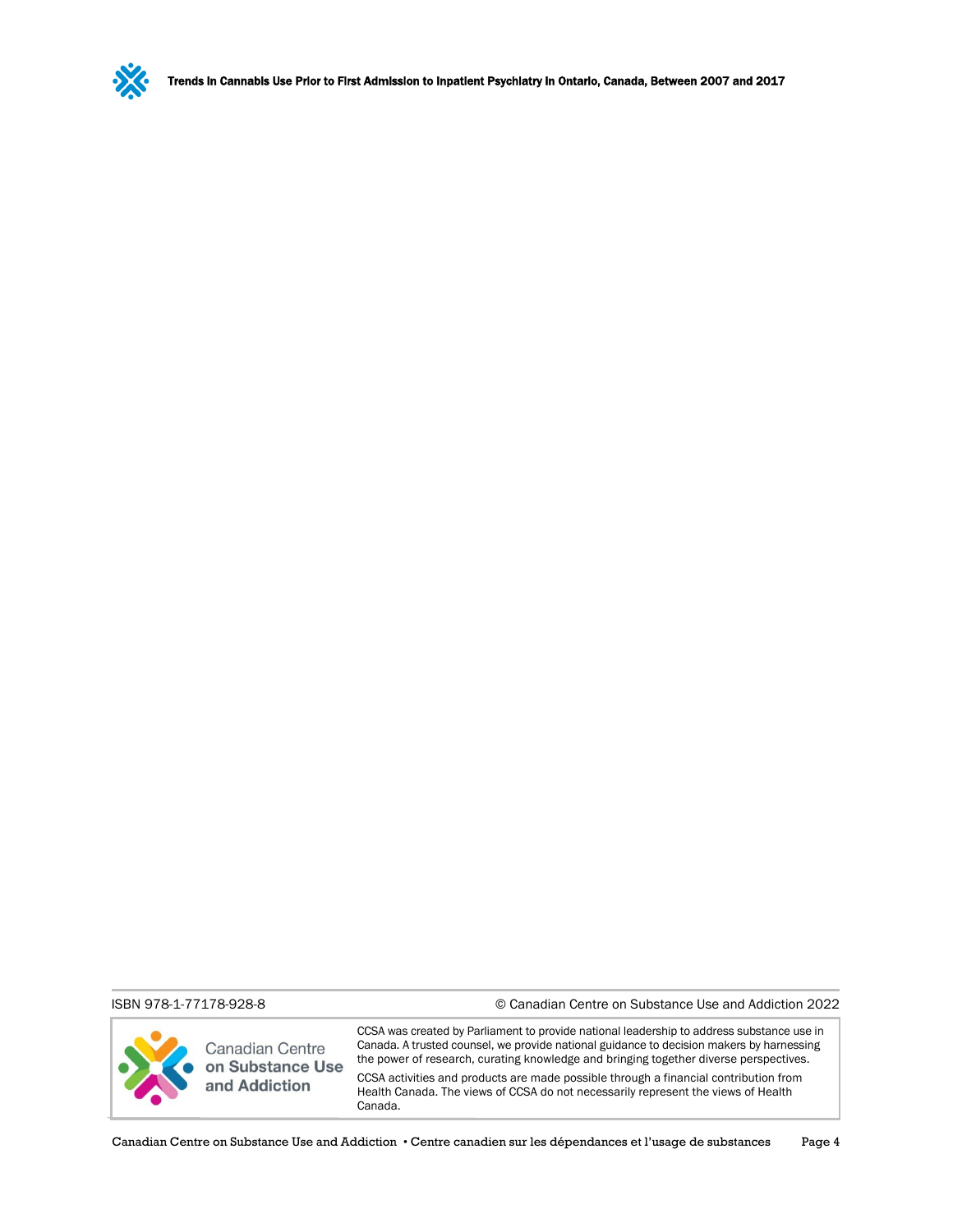ISBN 978-1-77178-928-8

© Canadian Centre on Substance Use and Addiction 2022

Canadian Centre on Substance Use and Addiction

CCSA was created by Parliament to provide national leadership to address substance use in Canada. A trusted counsel, we provide national guidance to decision makers by harnessing the power of research, curating knowledge and bringing together diverse perspectives.

CCSA activities and products are made possible through a financial contribution from Health Canada. The views of CCSA do not necessarily represent the views of Health Canada.